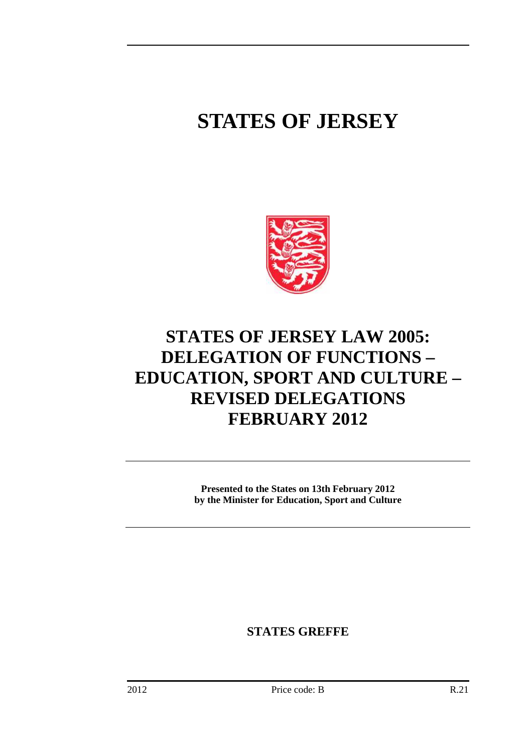# STATES OF JERSEY

# STATES OF JERSEY LAW 2005: DELEGATION OF FUNCTIONS – EDUCATION, SPORT AND CULTURE – REVISED DELEGATIONS FEBRUARY 2012

**Presented to the States on 13th February 2012 by the Minister for Education, Sport and Culture**

**STATES GREFFE**

2012 Price code: B R.21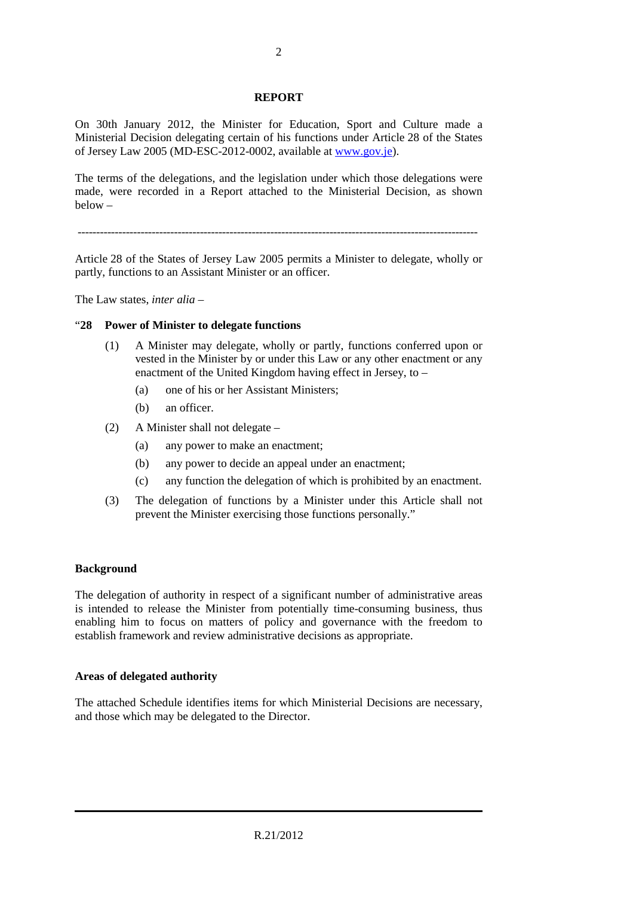## REPORT

On 30th January 2012, the Minister for Education, Sport and Culture made a Ministerial Decision delegating certain of his functions under Article 28 of the States of Jersey Law 2005 (MD-ESC-2012-0002, available at [www.gov.je](www.gov.je)).

The terms of the delegations, and the legislation under which those delegations were made, were recorded in a Report attached to the Ministerial Decision, as shown below –

---

Article 28 of the States of Jersey Law 2005 permits a Minister to delegate, wholly or partly, functions to an Assistant Minister or an officer.

The Law states, *inter alia* –

"**28 Power of Minister to delegate functions**

(1) A Minister may delegate, wholly or partly, functions conferred upon or vested in the Minister by or under this Law or any other enactment or any enactment of the United Kingdom having effect in Jersey, to –

(a) one of his or her Assistant Ministers;

(b) an officer.

(2) A Minister shall not delegate –

(a) any power to make an enactment;

(b) any power to decide an appeal under an enactment;

(c) any function the delegation of which is prohibited by an enactment.

(3) The delegation of functions by a Minister under this Article shall not prevent the Minister exercising those functions personally."

**Background**

The delegation of authority in respect of a significant number of administrative areas is intended to release the Minister from potentially time-consuming business, thus enabling him to focus on matters of policy and governance with the freedom to establish framework and review administrative decisions as appropriate.

**Areas of delegated authority**

The attached Schedule identifies items for which Ministerial Decisions are necessary, and those which may be delegated to the Director.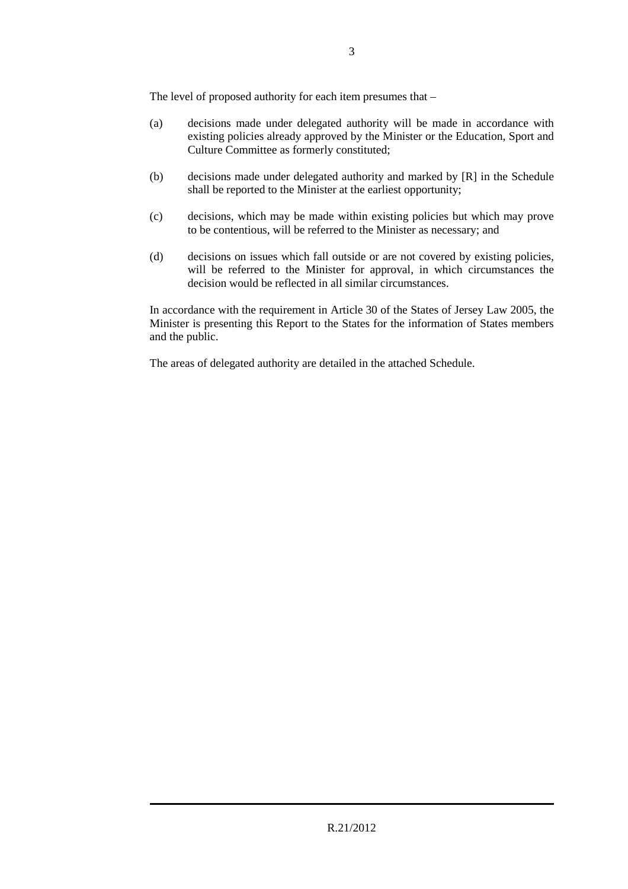The level of proposed authority for each item presumes that –

(a) decisions made under delegated authority will be made in accordance with existing policies already approved by the Minister or the Education, Sport and Culture Committee as formerly constituted;

(b) decisions made under delegated authority and marked by [R] in the Schedule shall be reported to the Minister at the earliest opportunity;

(c) decisions, which may be made within existing policies but which may prove to be contentious, will be referred to the Minister as necessary; and

(d) decisions on issues which fall outside or are not covered by existing policies, will be referred to the Minister for approval, in which circumstances the decision would be reflected in all similar circumstances.

In accordance with the requirement in Article 30 of the States of Jersey Law 2005, the Minister is presenting this Report to the States for the information of States members and the public.

The areas of delegated authority are detailed in the attached Schedule.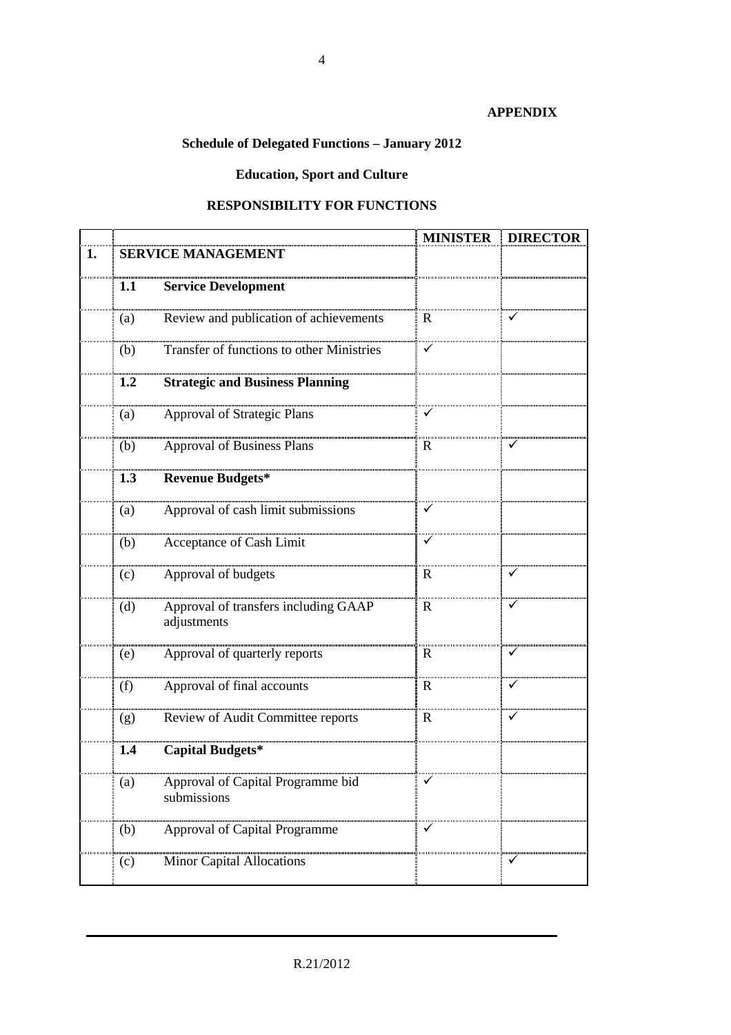**APPENDIX**

**Schedule of Delegated Functions – January 2012**

**Education, Sport and Culture**

**RESPONSIBILITY FOR FUNCTIONS**

| | | | MINISTER | DIRECTOR |
|---|---|---|---|---|
| **1.** | **SERVICE MANAGEMENT** | | | |
| | **1.1** | **Service Development** | | |
| | (a) | Review and publication of achievements | R | ✓ |
| | (b) | Transfer of functions to other Ministries | ✓ | |
| | **1.2** | **Strategic and Business Planning** | | |
| | (a) | Approval of Strategic Plans | ✓ | |
| | (b) | Approval of Business Plans | R | ✓ |
| | **1.3** | **Revenue Budgets*** | | |
| | (a) | Approval of cash limit submissions | ✓ | |
| | (b) | Acceptance of Cash Limit | ✓ | |
| | (c) | Approval of budgets | R | ✓ |
| | (d) | Approval of transfers including GAAP adjustments | R | ✓ |
| | (e) | Approval of quarterly reports | R | ✓ |
| | (f) | Approval of final accounts | R | ✓ |
| | (g) | Review of Audit Committee reports | R | ✓ |
| | **1.4** | **Capital Budgets*** | | |
| | (a) | Approval of Capital Programme bid submissions | ✓ | |
| | (b) | Approval of Capital Programme | ✓ | |
| | (c) | Minor Capital Allocations | | ✓ |

R.21/2012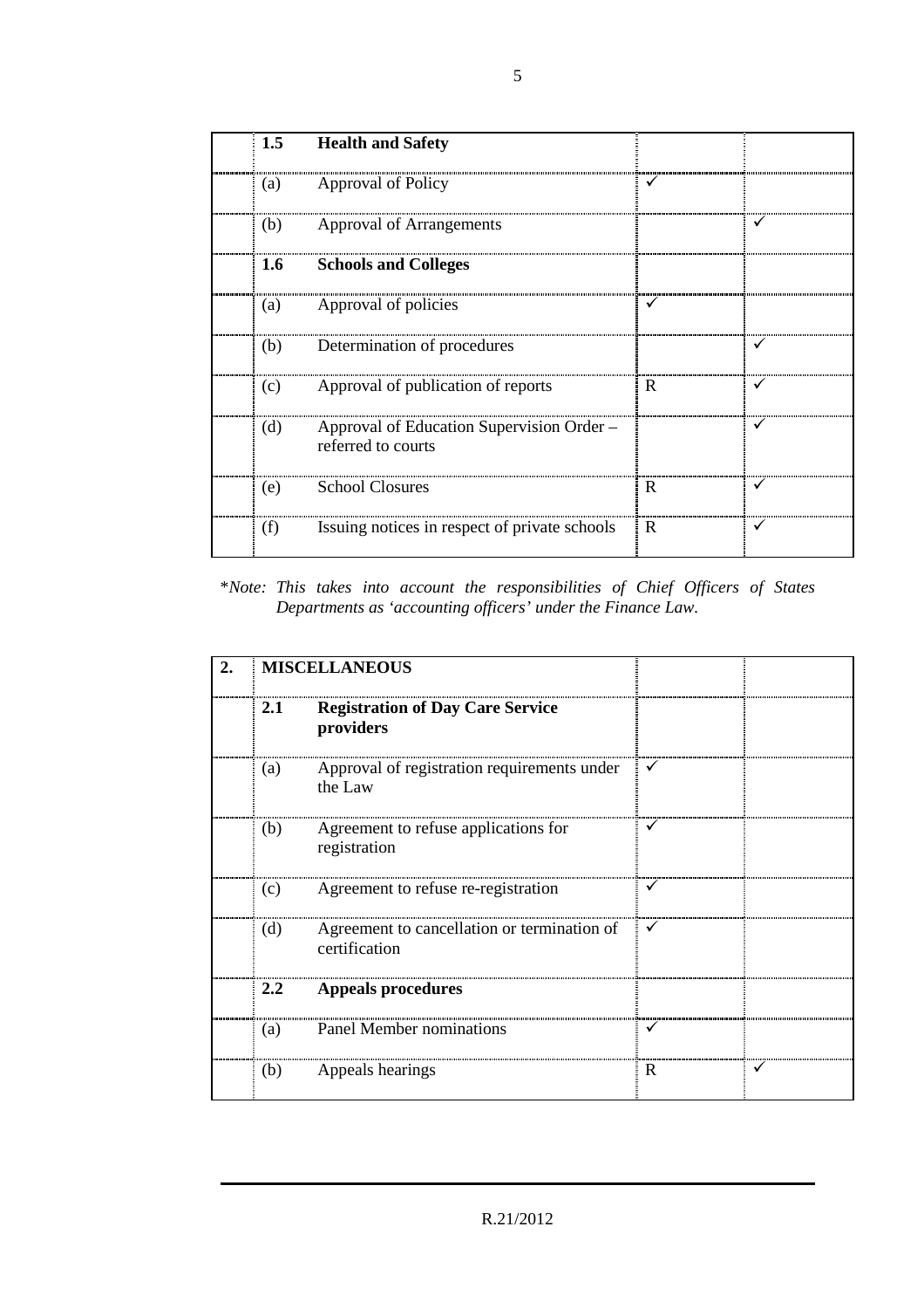| | | | | |
|---|---|---|---|---|
| | **1.5** | **Health and Safety** | | |
| | (a) | Approval of Policy | ✓ | |
| | (b) | Approval of Arrangements | | ✓ |
| | **1.6** | **Schools and Colleges** | | |
| | (a) | Approval of policies | ✓ | |
| | (b) | Determination of procedures | | ✓ |
| | (c) | Approval of publication of reports | R | ✓ |
| | (d) | Approval of Education Supervision Order – referred to courts | | ✓ |
| | (e) | School Closures | R | ✓ |
| | (f) | Issuing notices in respect of private schools | R | ✓ |

**Note:* This takes into account the responsibilities of Chief Officers of States Departments as 'accounting officers' under the Finance Law.*

| | | | | |
|---|---|---|---|---|
| **2.** | **MISCELLANEOUS** | | | |
| | **2.1** | **Registration of Day Care Service providers** | | |
| | (a) | Approval of registration requirements under the Law | ✓ | |
| | (b) | Agreement to refuse applications for registration | ✓ | |
| | (c) | Agreement to refuse re-registration | ✓ | |
| | (d) | Agreement to cancellation or termination of certification | ✓ | |
| | **2.2** | **Appeals procedures** | | |
| | (a) | Panel Member nominations | ✓ | |
| | (b) | Appeals hearings | R | ✓ |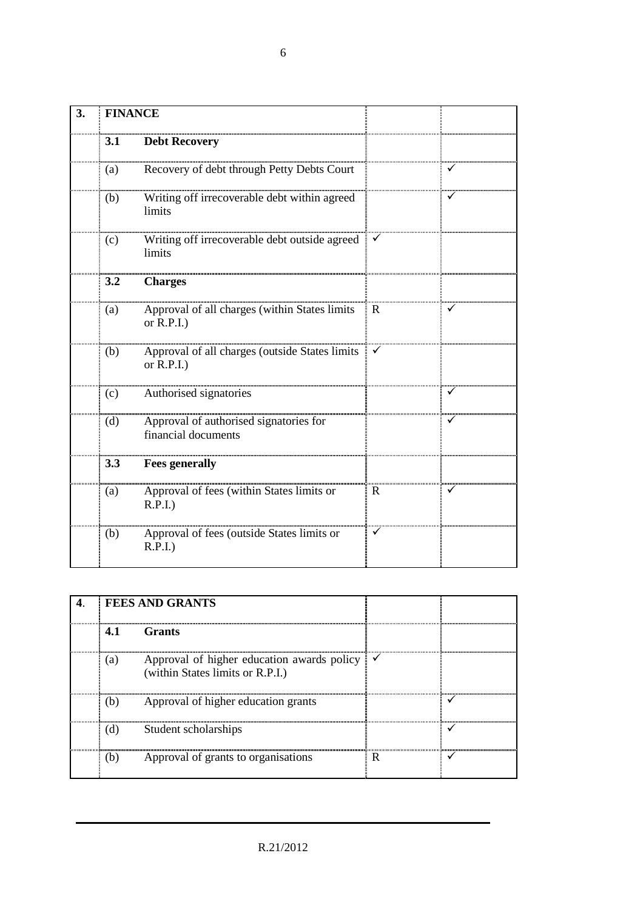| 3. | **FINANCE** | | | |
|---|---|---|---|---|
| | **3.1** | **Debt Recovery** | | |
| | (a) | Recovery of debt through Petty Debts Court | | ✓ |
| | (b) | Writing off irrecoverable debt within agreed limits | | ✓ |
| | (c) | Writing off irrecoverable debt outside agreed limits | ✓ | |
| | **3.2** | **Charges** | | |
| | (a) | Approval of all charges (within States limits or R.P.I.) | R | ✓ |
| | (b) | Approval of all charges (outside States limits or R.P.I.) | ✓ | |
| | (c) | Authorised signatories | | ✓ |
| | (d) | Approval of authorised signatories for financial documents | | ✓ |
| | **3.3** | **Fees generally** | | |
| | (a) | Approval of fees (within States limits or R.P.I.) | R | ✓ |
| | (b) | Approval of fees (outside States limits or R.P.I.) | ✓ | |

| **4**. | **FEES AND GRANTS** | | | |
|---|---|---|---|---|
| | **4.1** | **Grants** | | |
| | (a) | Approval of higher education awards policy (within States limits or R.P.I.) | ✓ | |
| | (b) | Approval of higher education grants | | ✓ |
| | (d) | Student scholarships | | ✓ |
| | (b) | Approval of grants to organisations | R | ✓ |

R.21/2012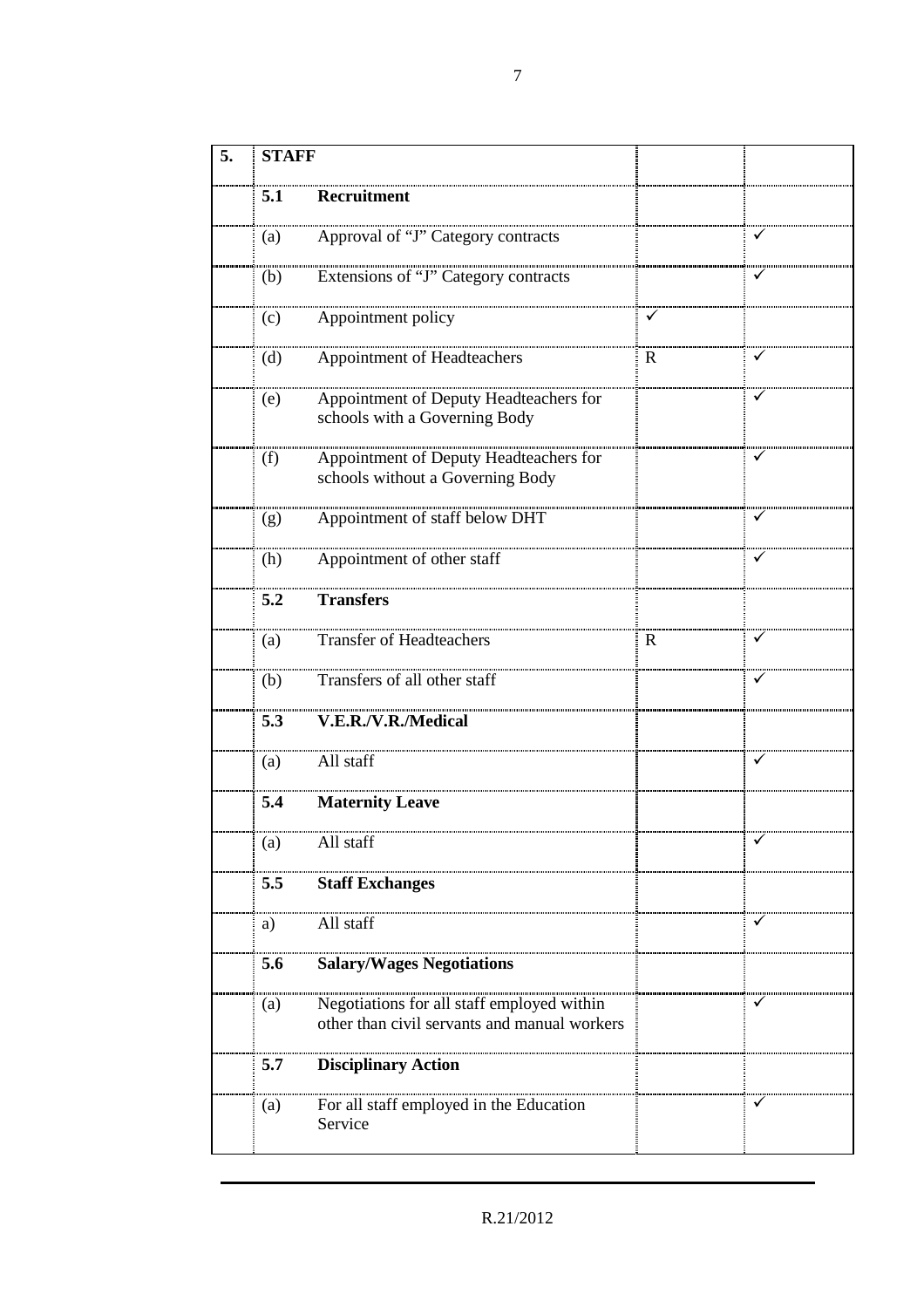| | | | |
|---|---|---|---|
| **5.** | **STAFF** | | |
| | **5.1 Recruitment** | | |
| | (a) Approval of "J" Category contracts | | ✓ |
| | (b) Extensions of "J" Category contracts | | ✓ |
| | (c) Appointment policy | ✓ | |
| | (d) Appointment of Headteachers | R | ✓ |
| | (e) Appointment of Deputy Headteachers for schools with a Governing Body | | ✓ |
| | (f) Appointment of Deputy Headteachers for schools without a Governing Body | | ✓ |
| | (g) Appointment of staff below DHT | | ✓ |
| | (h) Appointment of other staff | | ✓ |
| | **5.2 Transfers** | | |
| | (a) Transfer of Headteachers | R | ✓ |
| | (b) Transfers of all other staff | | ✓ |
| | **5.3 V.E.R./V.R./Medical** | | |
| | (a) All staff | | ✓ |
| | **5.4 Maternity Leave** | | |
| | (a) All staff | | ✓ |
| | **5.5 Staff Exchanges** | | |
| | a) All staff | | ✓ |
| | **5.6 Salary/Wages Negotiations** | | |
| | (a) Negotiations for all staff employed within other than civil servants and manual workers | | ✓ |
| | **5.7 Disciplinary Action** | | |
| | (a) For all staff employed in the Education Service | | ✓ |

R.21/2012